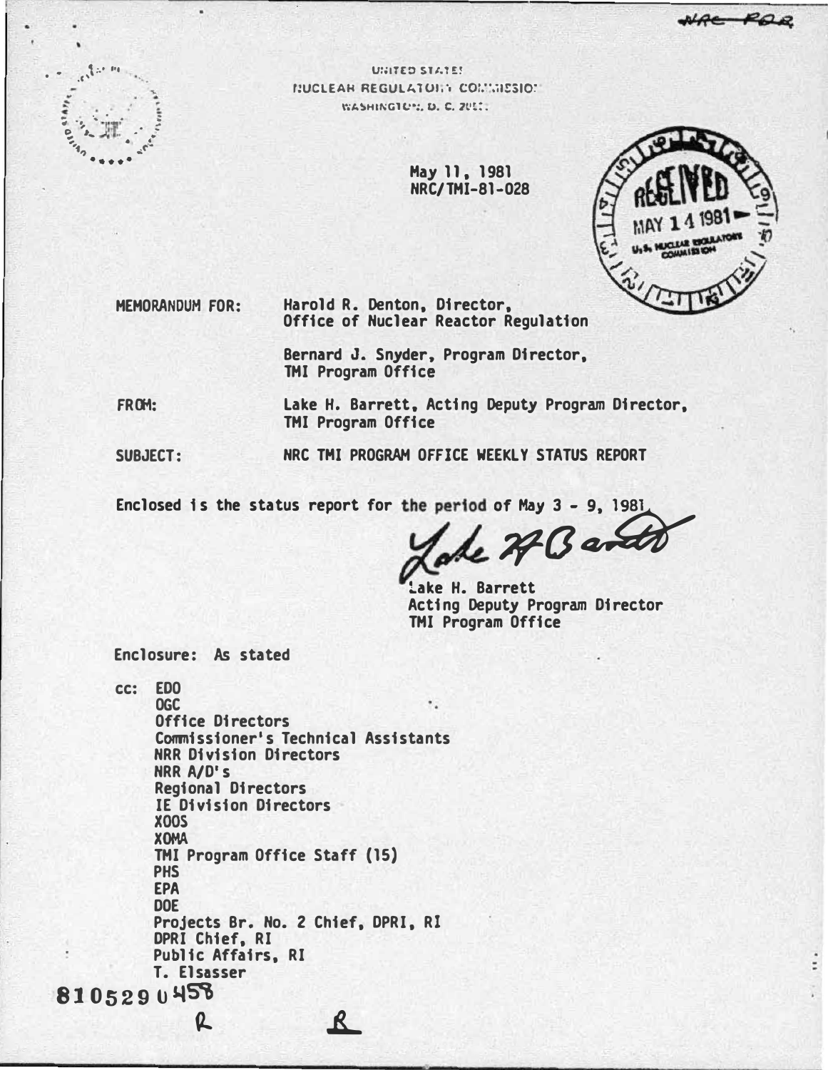NRC PDR

UNITED STATES
NUCLEAR REGULATORY COMMISSION
WASHINGTON, D. C. 20555

May 11, 1981
NRC/TMI-81-028

RECEIVED
MAY 14 1981
U.S. NUCLEAR REGULATORY COMMISSION

MEMORANDUM FOR: Harold R. Denton, Director, Office of Nuclear Reactor Regulation

Bernard J. Snyder, Program Director, TMI Program Office

FROM: Lake H. Barrett, Acting Deputy Program Director, TMI Program Office

SUBJECT: NRC TMI PROGRAM OFFICE WEEKLY STATUS REPORT

Enclosed is the status report for the period of May 3 - 9, 1981.

Lake H. Barrett
Acting Deputy Program Director
TMI Program Office

Enclosure: As stated

cc: EDO
OGC
Office Directors
Commissioner's Technical Assistants
NRR Division Directors
NRR A/D's
Regional Directors
IE Division Directors
XOOS
XOMA
TMI Program Office Staff (15)
PHS
EPA
DOE
Projects Br. No. 2 Chief, DPRI, RI
DPRI Chief, RI
Public Affairs, RI
T. Elsasser

8105290458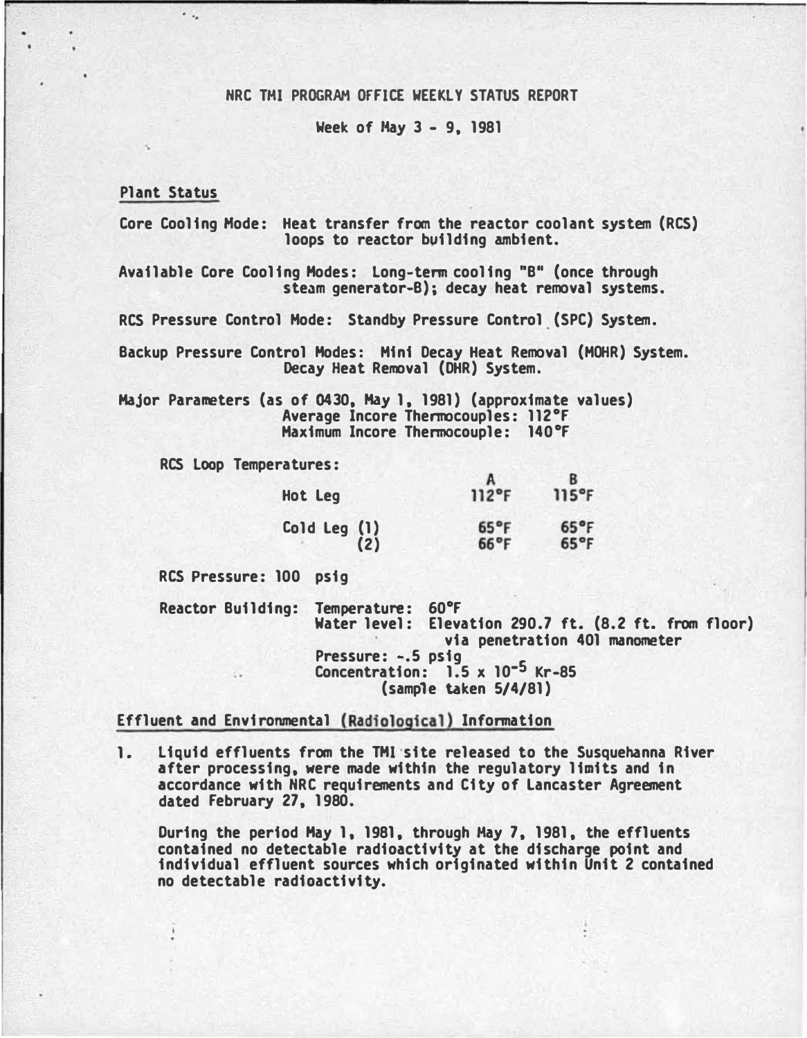NRC TMI PROGRAM OFFICE WEEKLY STATUS REPORT

Week of May 3 - 9, 1981

## Plant Status

Core Cooling Mode: Heat transfer from the reactor coolant system (RCS) loops to reactor building ambient.

Available Core Cooling Modes: Long-term cooling "B" (once through steam generator-B); decay heat removal systems.

RCS Pressure Control Mode: Standby Pressure Control (SPC) System.

Backup Pressure Control Modes: Mini Decay Heat Removal (MDHR) System. Decay Heat Removal (DHR) System.

Major Parameters (as of 0430, May 1, 1981) (approximate values)
Average Incore Thermocouples: 112°F
Maximum Incore Thermocouple: 140°F

RCS Loop Temperatures:

| | A | B |
|---|---|---|
| Hot Leg | 112°F | 115°F |
| Cold Leg (1) | 65°F | 65°F |
| (2) | 66°F | 65°F |

RCS Pressure: 100 psig

Reactor Building: Temperature: 60°F
Water level: Elevation 290.7 ft. (8.2 ft. from floor) via penetration 401 manometer
Pressure: -.5 psig
Concentration: $1.5 \times 10^{-5}$ Kr-85 (sample taken 5/4/81)

## Effluent and Environmental (Radiological) Information

1. Liquid effluents from the TMI site released to the Susquehanna River after processing, were made within the regulatory limits and in accordance with NRC requirements and City of Lancaster Agreement dated February 27, 1980.

   During the period May 1, 1981, through May 7, 1981, the effluents contained no detectable radioactivity at the discharge point and individual effluent sources which originated within Unit 2 contained no detectable radioactivity.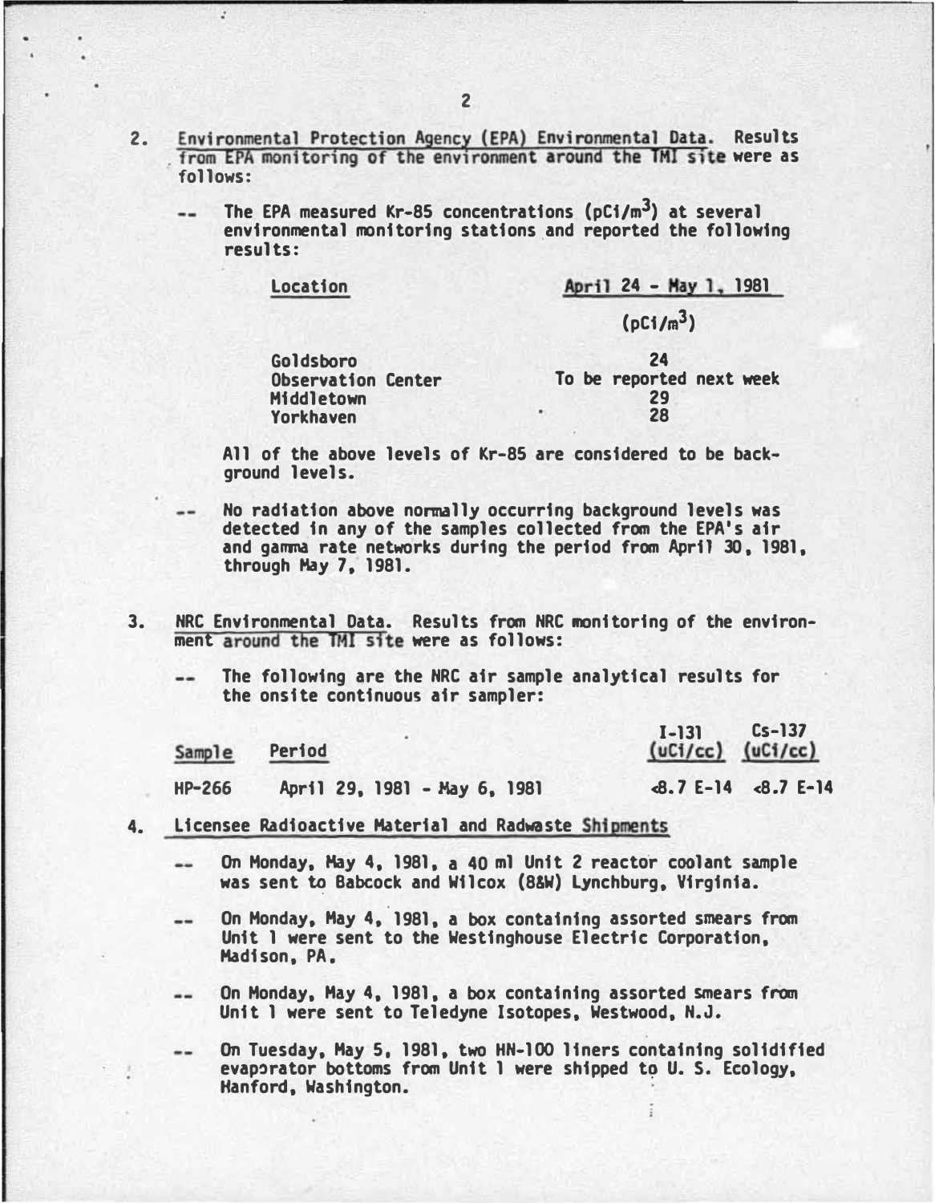2. Environmental Protection Agency (EPA) Environmental Data. Results from EPA monitoring of the environment around the TMI site were as follows:

   -- The EPA measured Kr-85 concentrations ($pCi/m^3$) at several environmental monitoring stations and reported the following results:

| Location | April 24 - May 1, 1981 ($pCi/m^3$) |
|---|---|
| Goldsboro | 24 |
| Observation Center | To be reported next week |
| Middletown | 29 |
| Yorkhaven | 28 |

   All of the above levels of Kr-85 are considered to be background levels.

   -- No radiation above normally occurring background levels was detected in any of the samples collected from the EPA's air and gamma rate networks during the period from April 30, 1981, through May 7, 1981.

3. NRC Environmental Data. Results from NRC monitoring of the environment around the TMI site were as follows:

   -- The following are the NRC air sample analytical results for the onsite continuous air sampler:

| Sample | Period | I-131 (uCi/cc) | Cs-137 (uCi/cc) |
|---|---|---|---|
| HP-266 | April 29, 1981 - May 6, 1981 | <8.7 E-14 | <8.7 E-14 |

4. Licensee Radioactive Material and Radwaste Shipments

   -- On Monday, May 4, 1981, a 40 ml Unit 2 reactor coolant sample was sent to Babcock and Wilcox (B&W) Lynchburg, Virginia.

   -- On Monday, May 4, 1981, a box containing assorted smears from Unit 1 were sent to the Westinghouse Electric Corporation, Madison, PA.

   -- On Monday, May 4, 1981, a box containing assorted smears from Unit 1 were sent to Teledyne Isotopes, Westwood, N.J.

   -- On Tuesday, May 5, 1981, two HN-100 liners containing solidified evaporator bottoms from Unit 1 were shipped to U. S. Ecology, Hanford, Washington.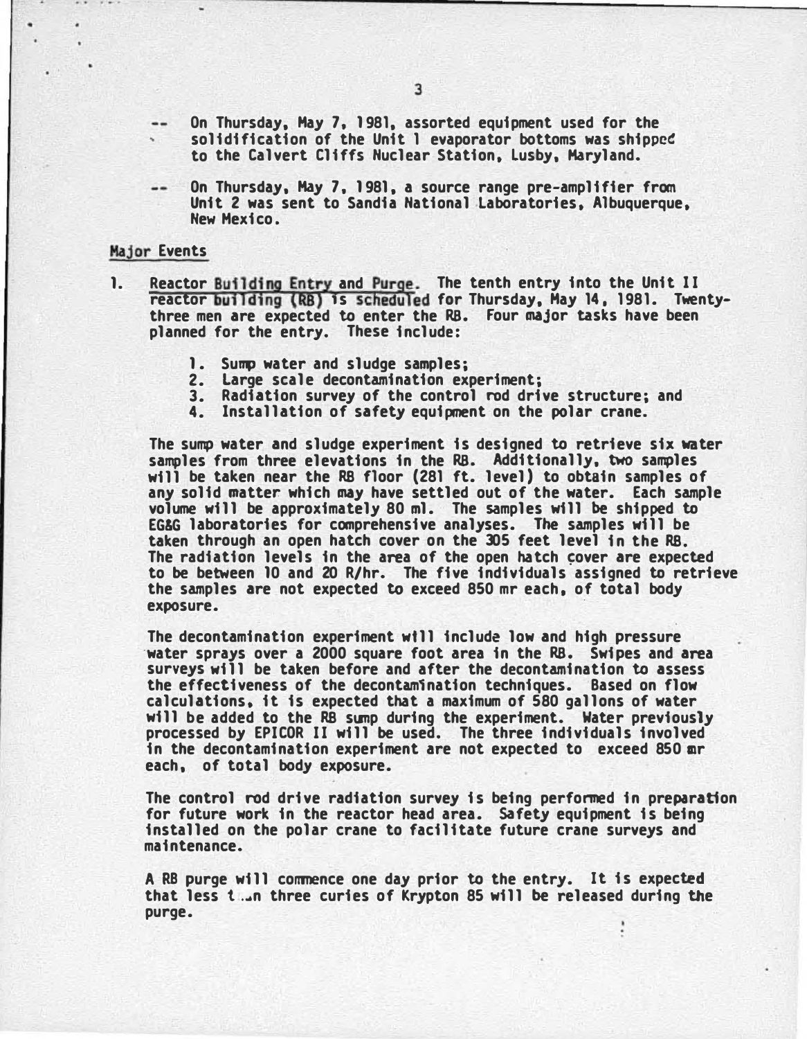-- On Thursday, May 7, 1981, assorted equipment used for the solidification of the Unit 1 evaporator bottoms was shipped to the Calvert Cliffs Nuclear Station, Lusby, Maryland.

-- On Thursday, May 7, 1981, a source range pre-amplifier from Unit 2 was sent to Sandia National Laboratories, Albuquerque, New Mexico.

## Major Events

1. Reactor Building Entry and Purge. The tenth entry into the Unit II reactor building (RB) is scheduled for Thursday, May 14, 1981. Twenty-three men are expected to enter the RB. Four major tasks have been planned for the entry. These include:

   1. Sump water and sludge samples;
   2. Large scale decontamination experiment;
   3. Radiation survey of the control rod drive structure; and
   4. Installation of safety equipment on the polar crane.

   The sump water and sludge experiment is designed to retrieve six water samples from three elevations in the RB. Additionally, two samples will be taken near the RB floor (281 ft. level) to obtain samples of any solid matter which may have settled out of the water. Each sample volume will be approximately 80 ml. The samples will be shipped to EG&G laboratories for comprehensive analyses. The samples will be taken through an open hatch cover on the 305 feet level in the RB. The radiation levels in the area of the open hatch cover are expected to be between 10 and 20 R/hr. The five individuals assigned to retrieve the samples are not expected to exceed 850 mr each, of total body exposure.

   The decontamination experiment will include low and high pressure water sprays over a 2000 square foot area in the RB. Swipes and area surveys will be taken before and after the decontamination to assess the effectiveness of the decontamination techniques. Based on flow calculations, it is expected that a maximum of 580 gallons of water will be added to the RB sump during the experiment. Water previously processed by EPICOR II will be used. The three individuals involved in the decontamination experiment are not expected to exceed 850 mr each, of total body exposure.

   The control rod drive radiation survey is being performed in preparation for future work in the reactor head area. Safety equipment is being installed on the polar crane to facilitate future crane surveys and maintenance.

   A RB purge will commence one day prior to the entry. It is expected that less than three curies of Krypton 85 will be released during the purge.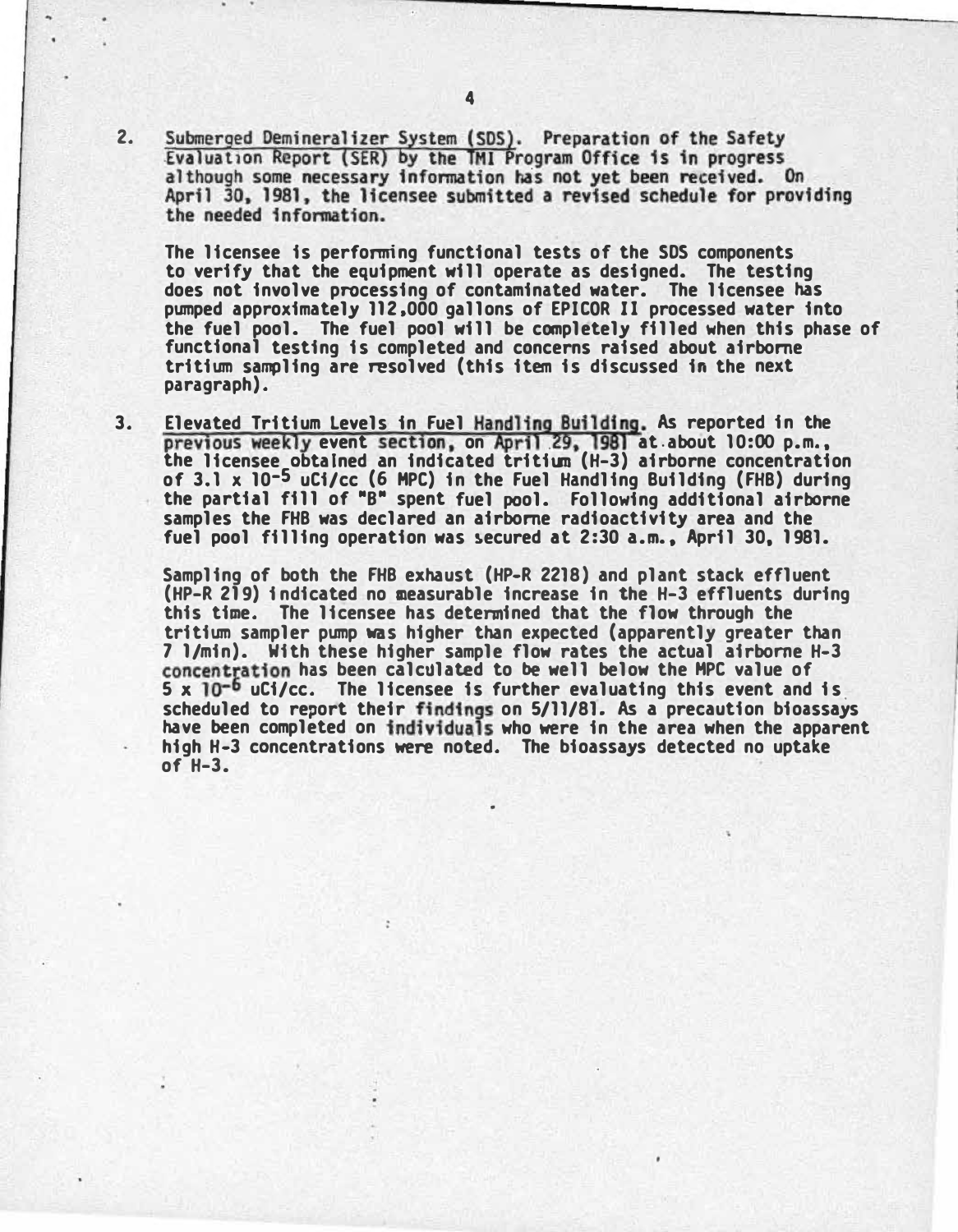2. Submerged Demineralizer System (SDS). Preparation of the Safety Evaluation Report (SER) by the TMI Program Office is in progress although some necessary information has not yet been received. On April 30, 1981, the licensee submitted a revised schedule for providing the needed information.

   The licensee is performing functional tests of the SDS components to verify that the equipment will operate as designed. The testing does not involve processing of contaminated water. The licensee has pumped approximately 112,000 gallons of EPICOR II processed water into the fuel pool. The fuel pool will be completely filled when this phase of functional testing is completed and concerns raised about airborne tritium sampling are resolved (this item is discussed in the next paragraph).

3. Elevated Tritium Levels in Fuel Handling Building. As reported in the previous weekly event section, on April 29, 1981 at about 10:00 p.m., the licensee obtained an indicated tritium (H-3) airborne concentration of $3.1 \times 10^{-5}$ uCi/cc (6 MPC) in the Fuel Handling Building (FHB) during the partial fill of "B" spent fuel pool. Following additional airborne samples the FHB was declared an airborne radioactivity area and the fuel pool filling operation was secured at 2:30 a.m., April 30, 1981.

   Sampling of both the FHB exhaust (HP-R 2218) and plant stack effluent (HP-R 219) indicated no measurable increase in the H-3 effluents during this time. The licensee has determined that the flow through the tritium sampler pump was higher than expected (apparently greater than 7 l/min). With these higher sample flow rates the actual airborne H-3 concentration has been calculated to be well below the MPC value of $5 \times 10^{-6}$ uCi/cc. The licensee is further evaluating this event and is scheduled to report their findings on 5/11/81. As a precaution bioassays have been completed on individuals who were in the area when the apparent high H-3 concentrations were noted. The bioassays detected no uptake of H-3.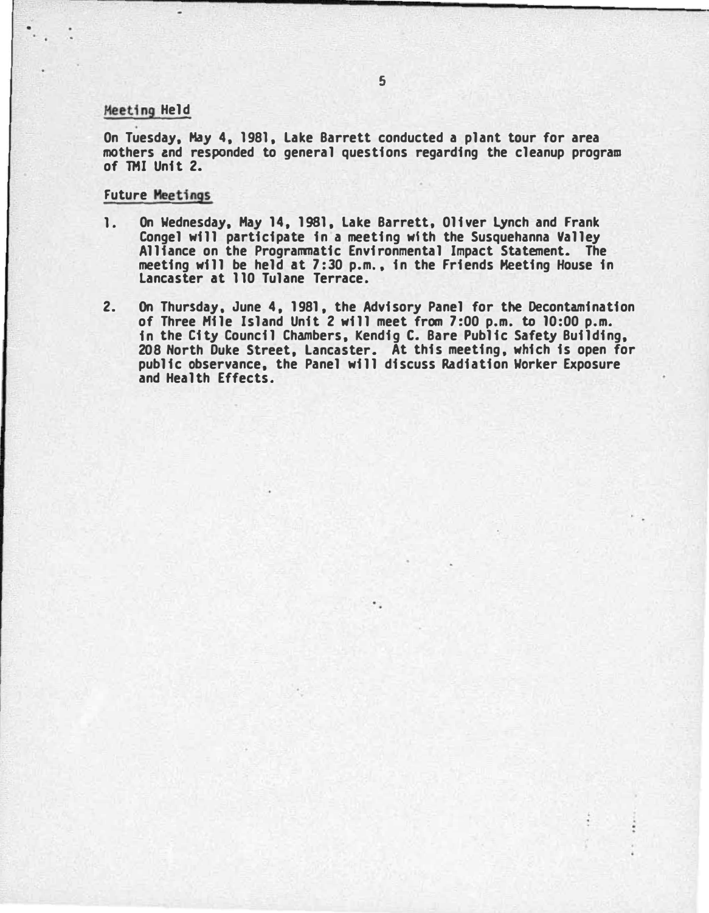## Meeting Held

On Tuesday, May 4, 1981, Lake Barrett conducted a plant tour for area mothers and responded to general questions regarding the cleanup program of TMI Unit 2.

## Future Meetings

1. On Wednesday, May 14, 1981, Lake Barrett, Oliver Lynch and Frank Congel will participate in a meeting with the Susquehanna Valley Alliance on the Programmatic Environmental Impact Statement. The meeting will be held at 7:30 p.m., in the Friends Meeting House in Lancaster at 110 Tulane Terrace.

2. On Thursday, June 4, 1981, the Advisory Panel for the Decontamination of Three Mile Island Unit 2 will meet from 7:00 p.m. to 10:00 p.m. in the City Council Chambers, Kendig C. Bare Public Safety Building, 208 North Duke Street, Lancaster. At this meeting, which is open for public observance, the Panel will discuss Radiation Worker Exposure and Health Effects.